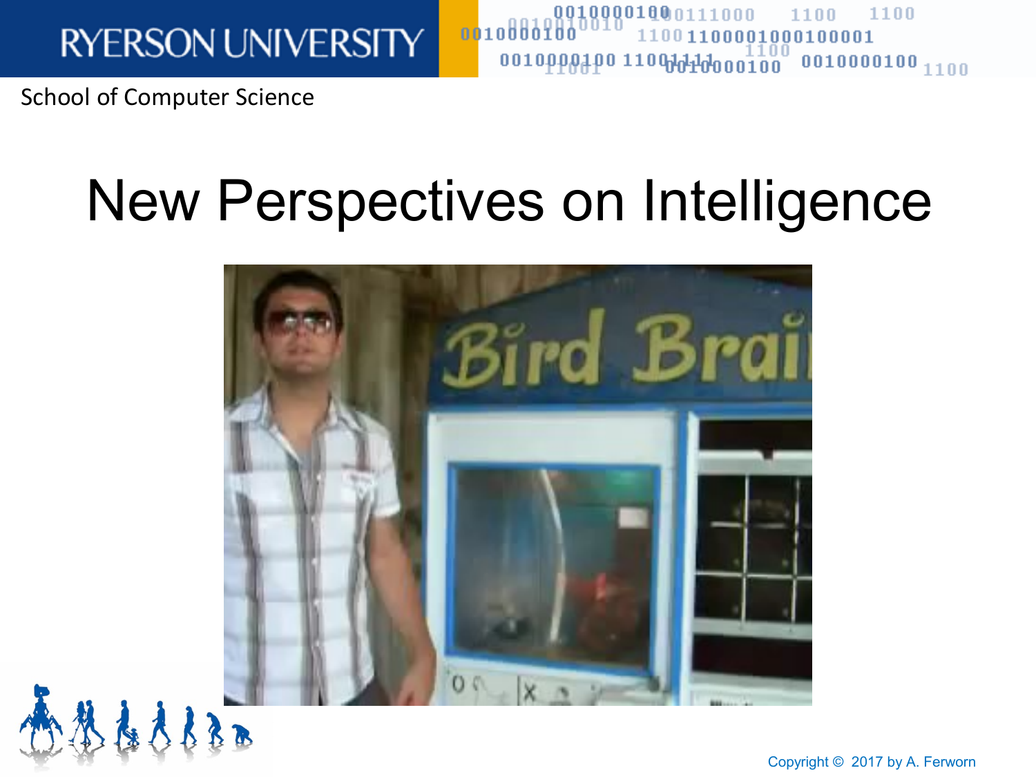RYERSON UNIVERSITY

School of Computer Science

# New Perspectives on Intelligence

Copyright © 2017 by A. Ferworn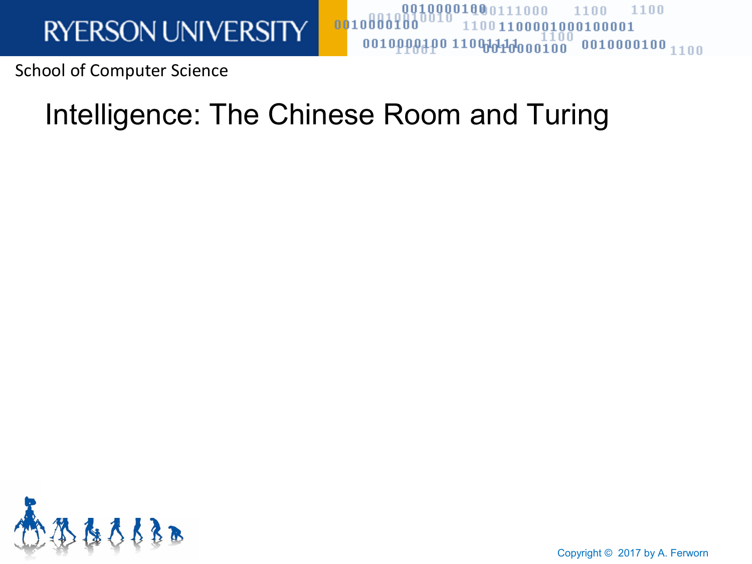# Intelligence: The Chinese Room and Turing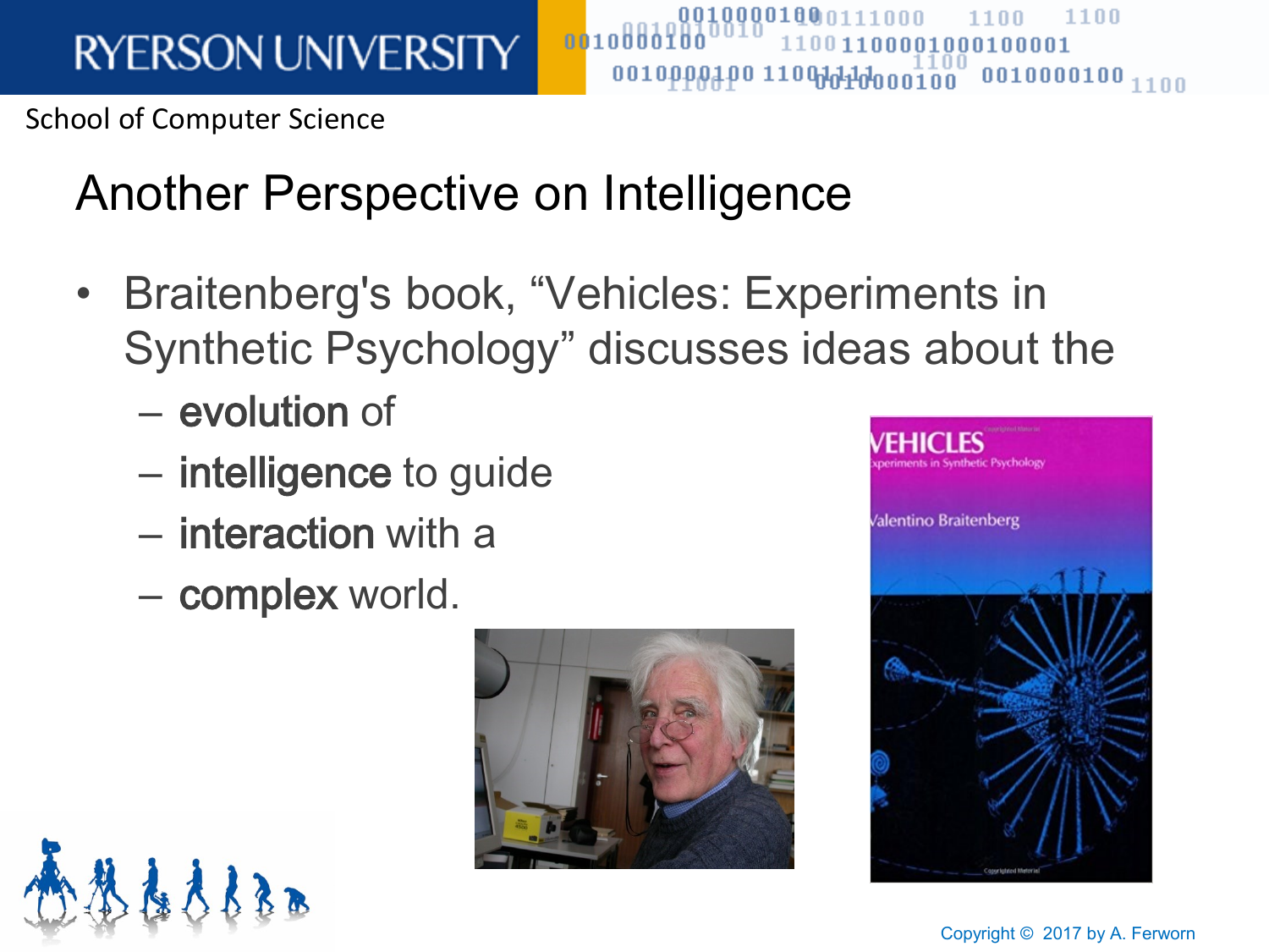# Another Perspective on Intelligence

- Braitenberg's book, "Vehicles: Experiments in Synthetic Psychology" discusses ideas about the
  - **evolution** of
  - **intelligence** to guide
  - **interaction** with a
  - **complex** world.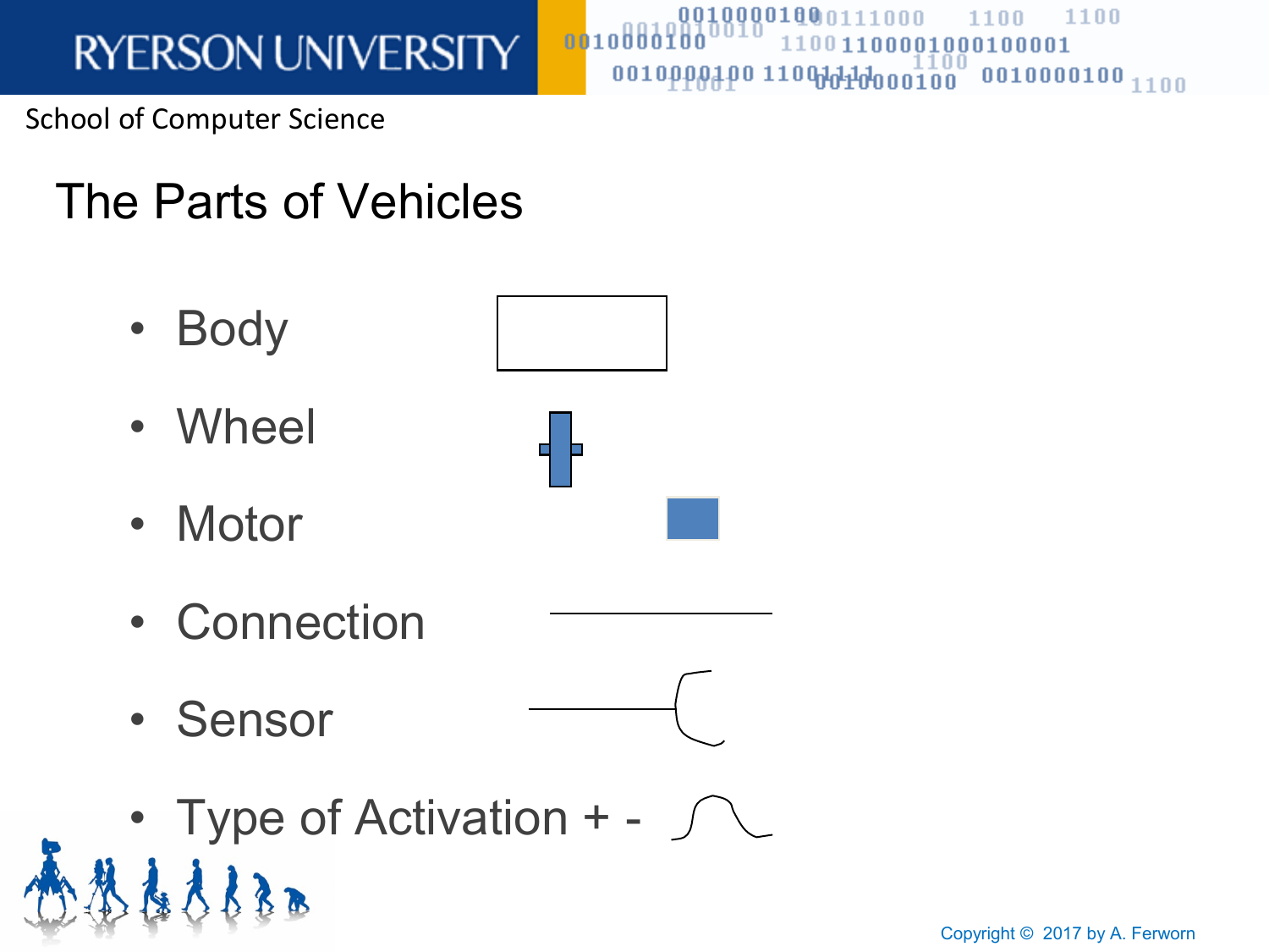# The Parts of Vehicles

- Body
- Wheel
- Motor
- Connection
- Sensor
- Type of Activation + -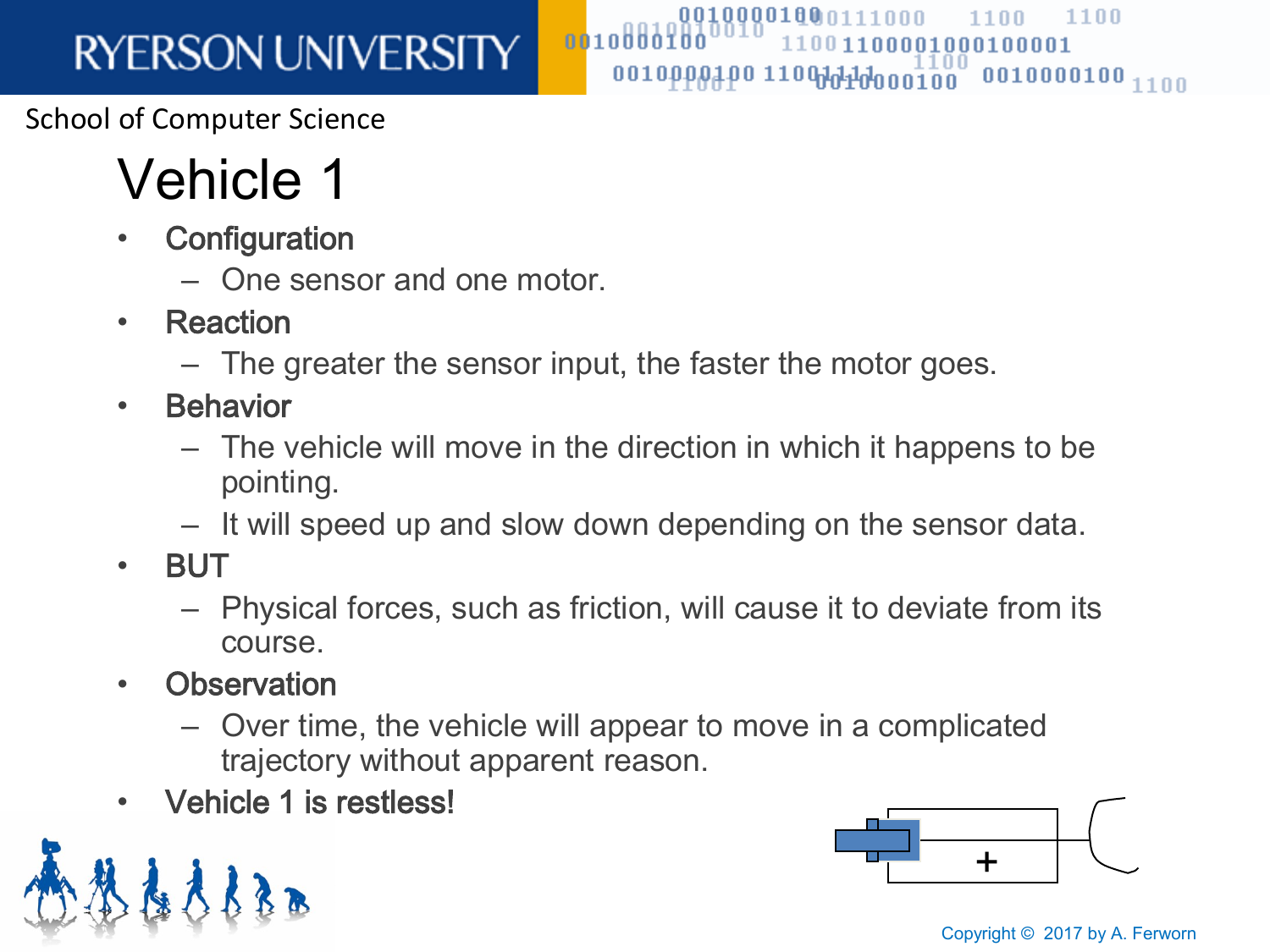# Vehicle 1

- **Configuration**
  - One sensor and one motor.
- **Reaction**
  - The greater the sensor input, the faster the motor goes.
- **Behavior**
  - The vehicle will move in the direction in which it happens to be pointing.
  - It will speed up and slow down depending on the sensor data.
- **BUT**
  - Physical forces, such as friction, will cause it to deviate from its course.
- **Observation**
  - Over time, the vehicle will appear to move in a complicated trajectory without apparent reason.
- **Vehicle 1 is restless!**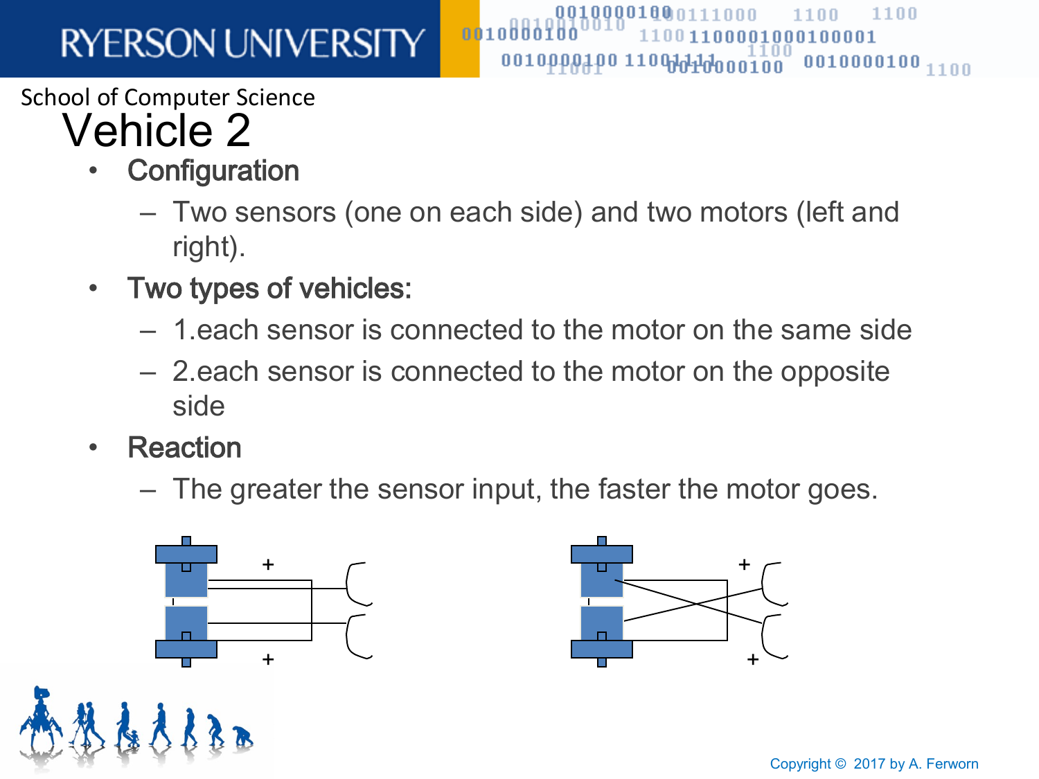# Vehicle 2

- **Configuration**
  - Two sensors (one on each side) and two motors (left and right).
- **Two types of vehicles:**
  - 1.each sensor is connected to the motor on the same side
  - 2.each sensor is connected to the motor on the opposite side
- **Reaction**
  - The greater the sensor input, the faster the motor goes.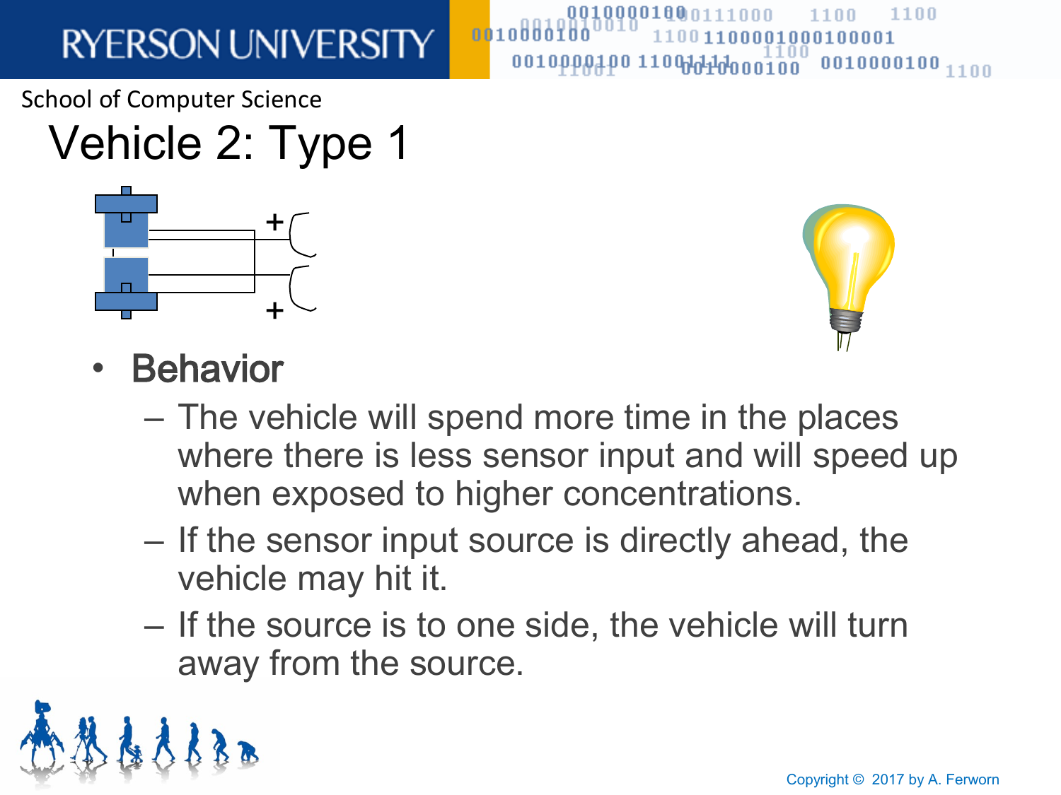# Vehicle 2: Type 1

- **Behavior**
  - The vehicle will spend more time in the places where there is less sensor input and will speed up when exposed to higher concentrations.
  - If the sensor input source is directly ahead, the vehicle may hit it.
  - If the source is to one side, the vehicle will turn away from the source.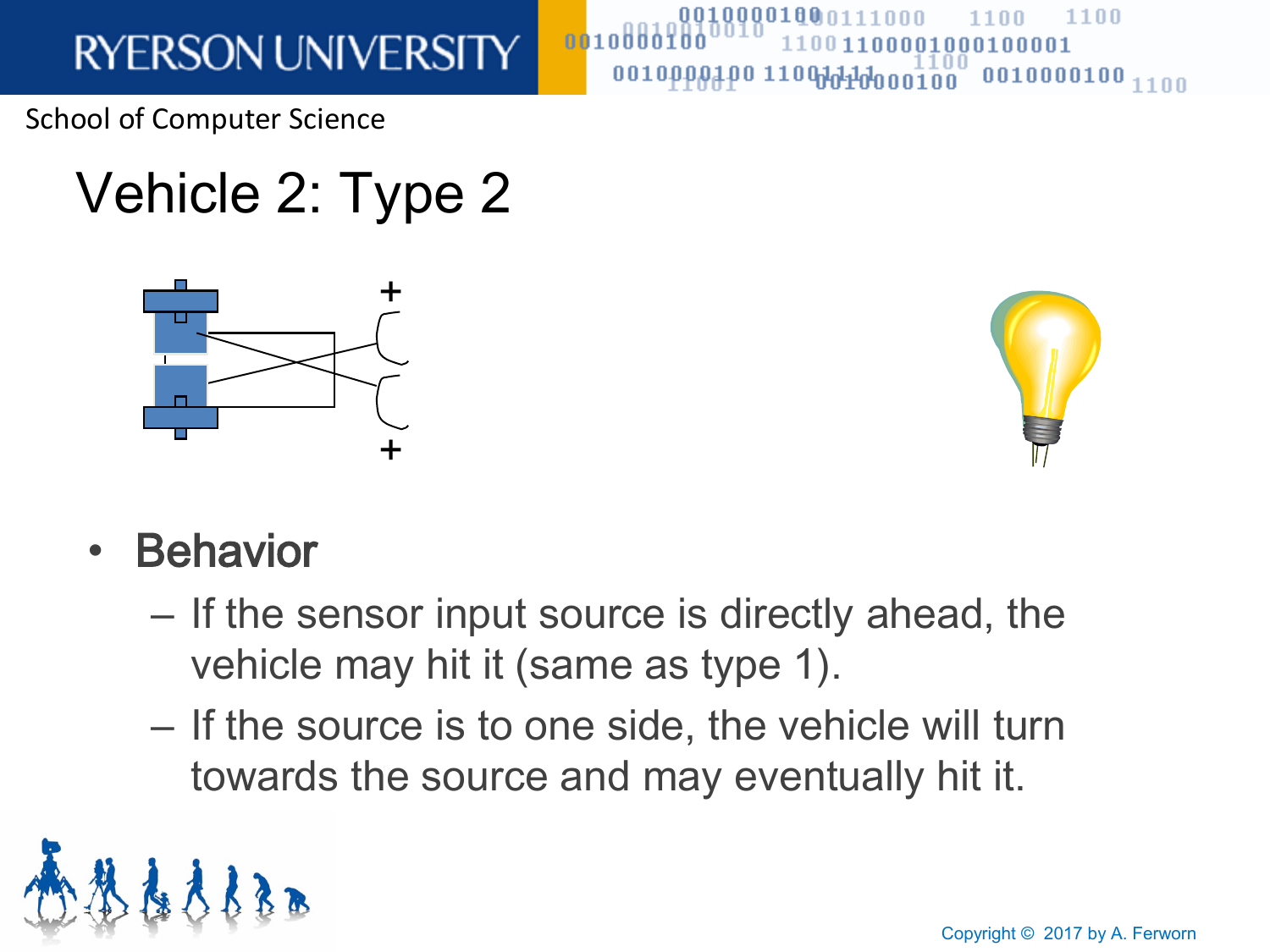# Vehicle 2: Type 2

- **Behavior**
  - If the sensor input source is directly ahead, the vehicle may hit it (same as type 1).
  - If the source is to one side, the vehicle will turn towards the source and may eventually hit it.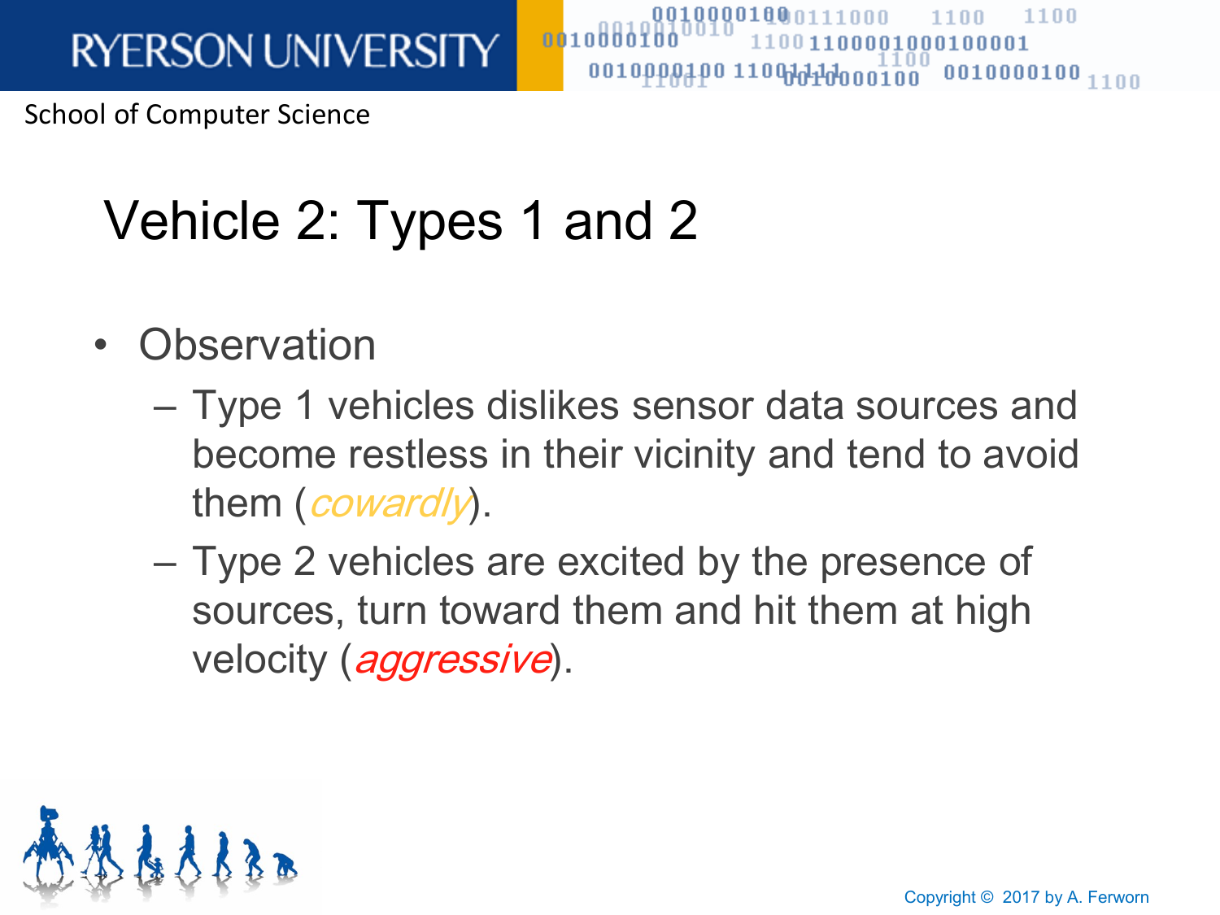# Vehicle 2: Types 1 and 2

- Observation
  - Type 1 vehicles dislikes sensor data sources and become restless in their vicinity and tend to avoid them (*cowardly*).
  - Type 2 vehicles are excited by the presence of sources, turn toward them and hit them at high velocity (*aggressive*).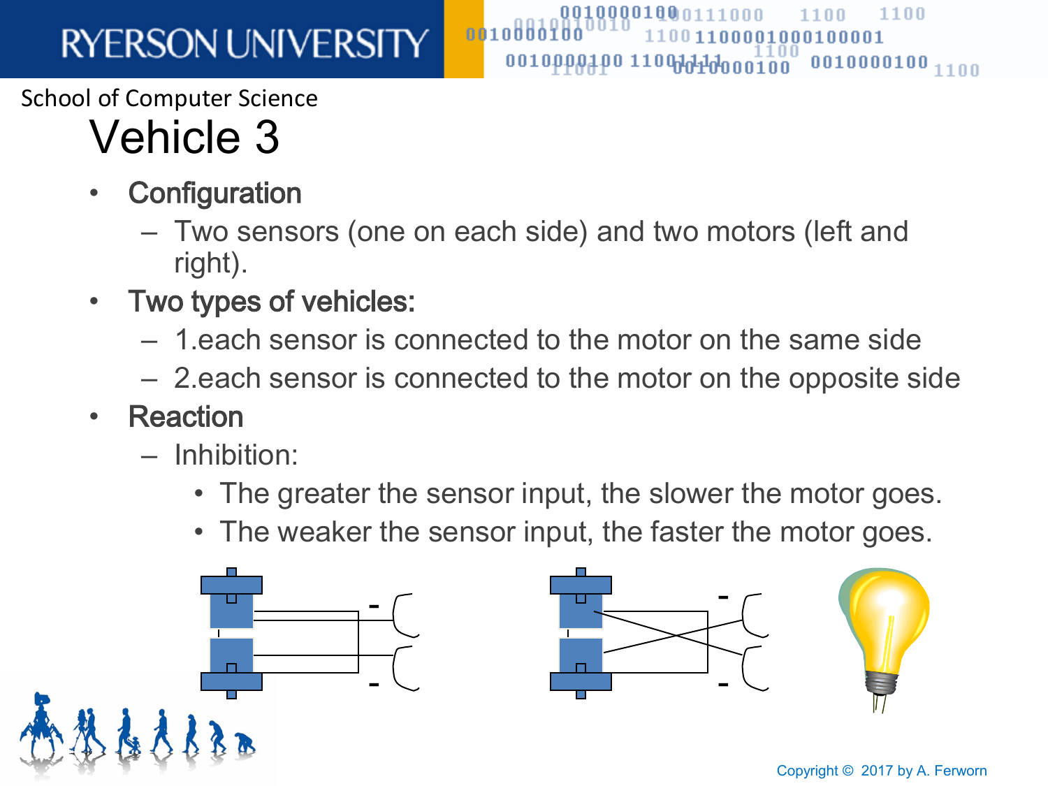# Vehicle 3

- **Configuration**
  - Two sensors (one on each side) and two motors (left and right).
- **Two types of vehicles:**
  - 1.each sensor is connected to the motor on the same side
  - 2.each sensor is connected to the motor on the opposite side
- **Reaction**
  - Inhibition:
    - The greater the sensor input, the slower the motor goes.
    - The weaker the sensor input, the faster the motor goes.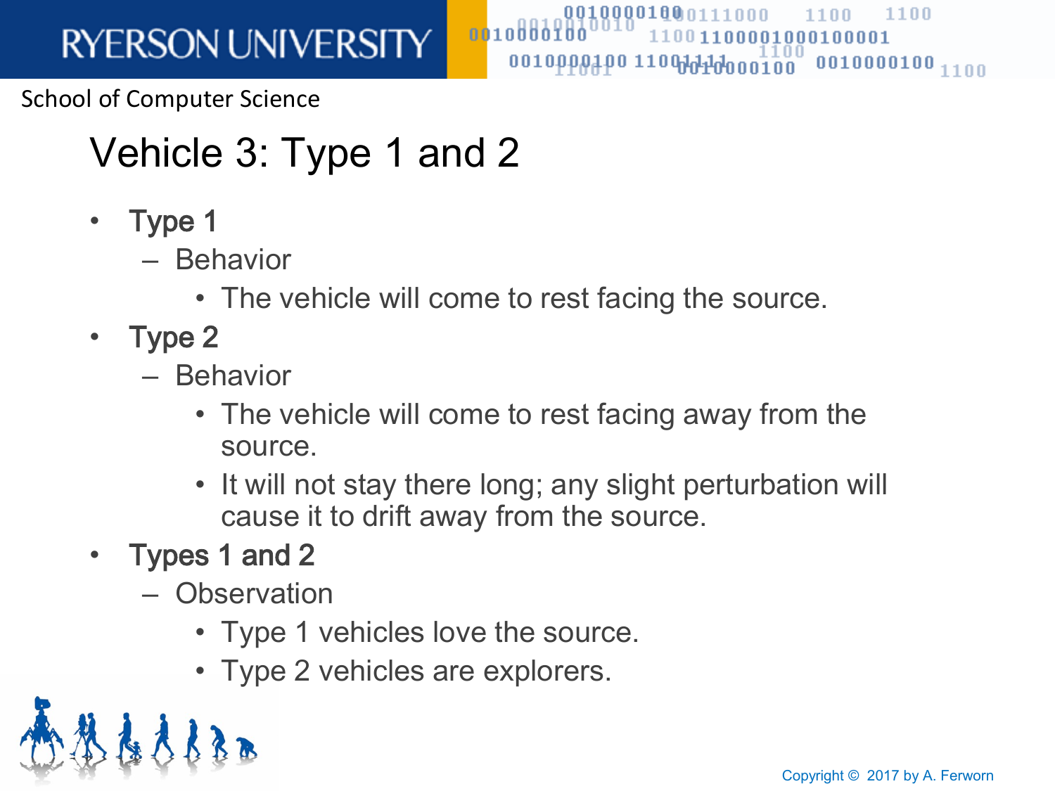# Vehicle 3: Type 1 and 2

- **Type 1**
  - Behavior
    - The vehicle will come to rest facing the source.
- **Type 2**
  - Behavior
    - The vehicle will come to rest facing away from the source.
    - It will not stay there long; any slight perturbation will cause it to drift away from the source.
- **Types 1 and 2**
  - Observation
    - Type 1 vehicles love the source.
    - Type 2 vehicles are explorers.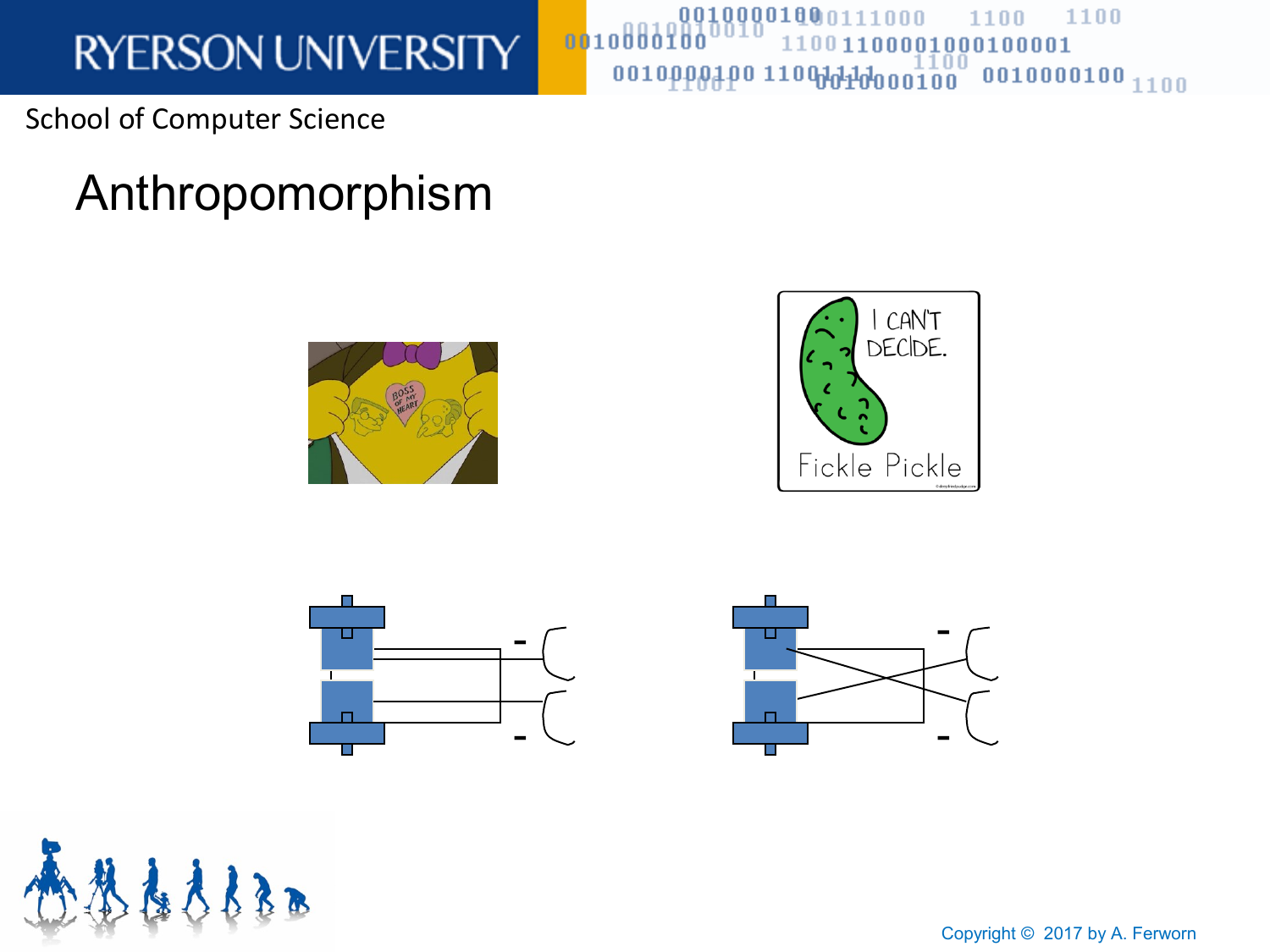# Anthropomorphism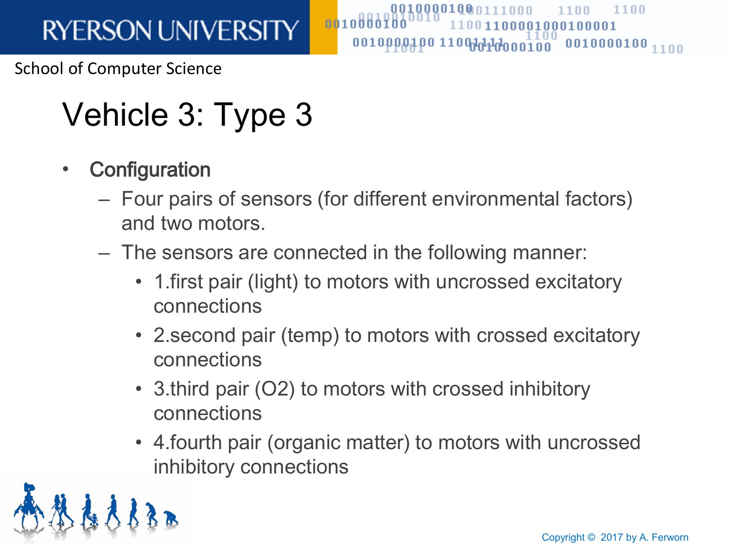# Vehicle 3: Type 3

- **Configuration**
  - Four pairs of sensors (for different environmental factors) and two motors.
  - The sensors are connected in the following manner:
    - 1.first pair (light) to motors with uncrossed excitatory connections
    - 2.second pair (temp) to motors with crossed excitatory connections
    - 3.third pair ($O_2$) to motors with crossed inhibitory connections
    - 4.fourth pair (organic matter) to motors with uncrossed inhibitory connections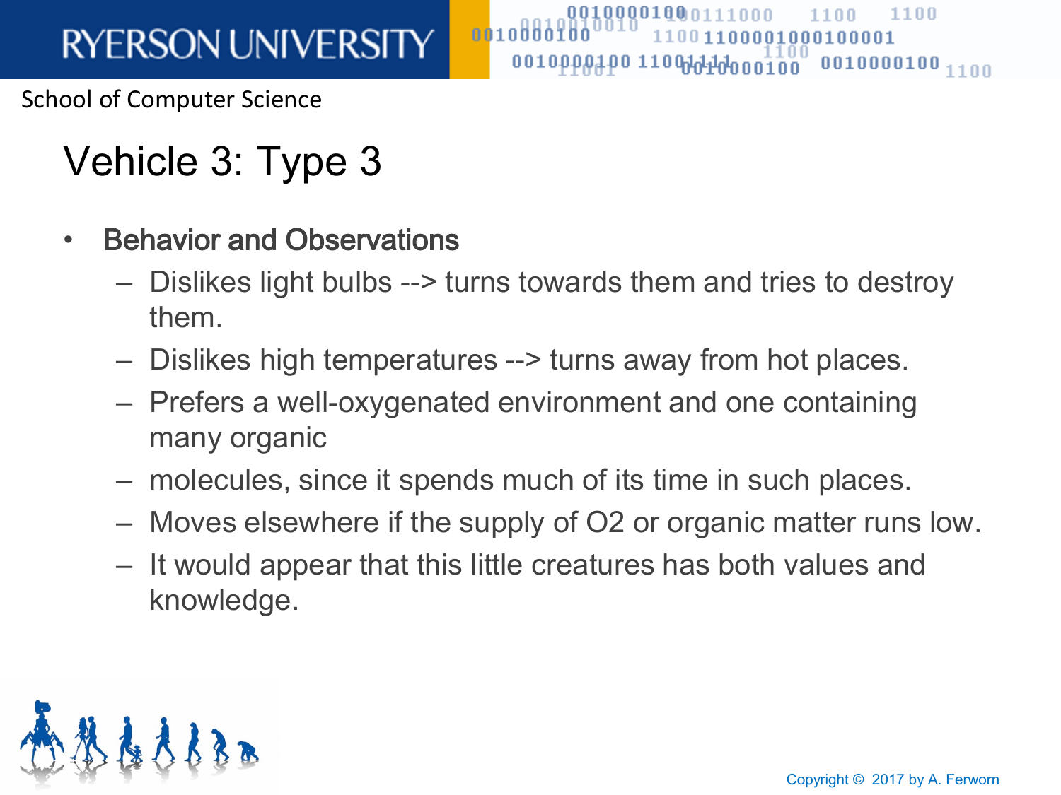# Vehicle 3: Type 3

- **Behavior and Observations**
  - Dislikes light bulbs --> turns towards them and tries to destroy them.
  - Dislikes high temperatures --> turns away from hot places.
  - Prefers a well-oxygenated environment and one containing many organic
  - molecules, since it spends much of its time in such places.
  - Moves elsewhere if the supply of $O_2$ or organic matter runs low.
  - It would appear that this little creatures has both values and knowledge.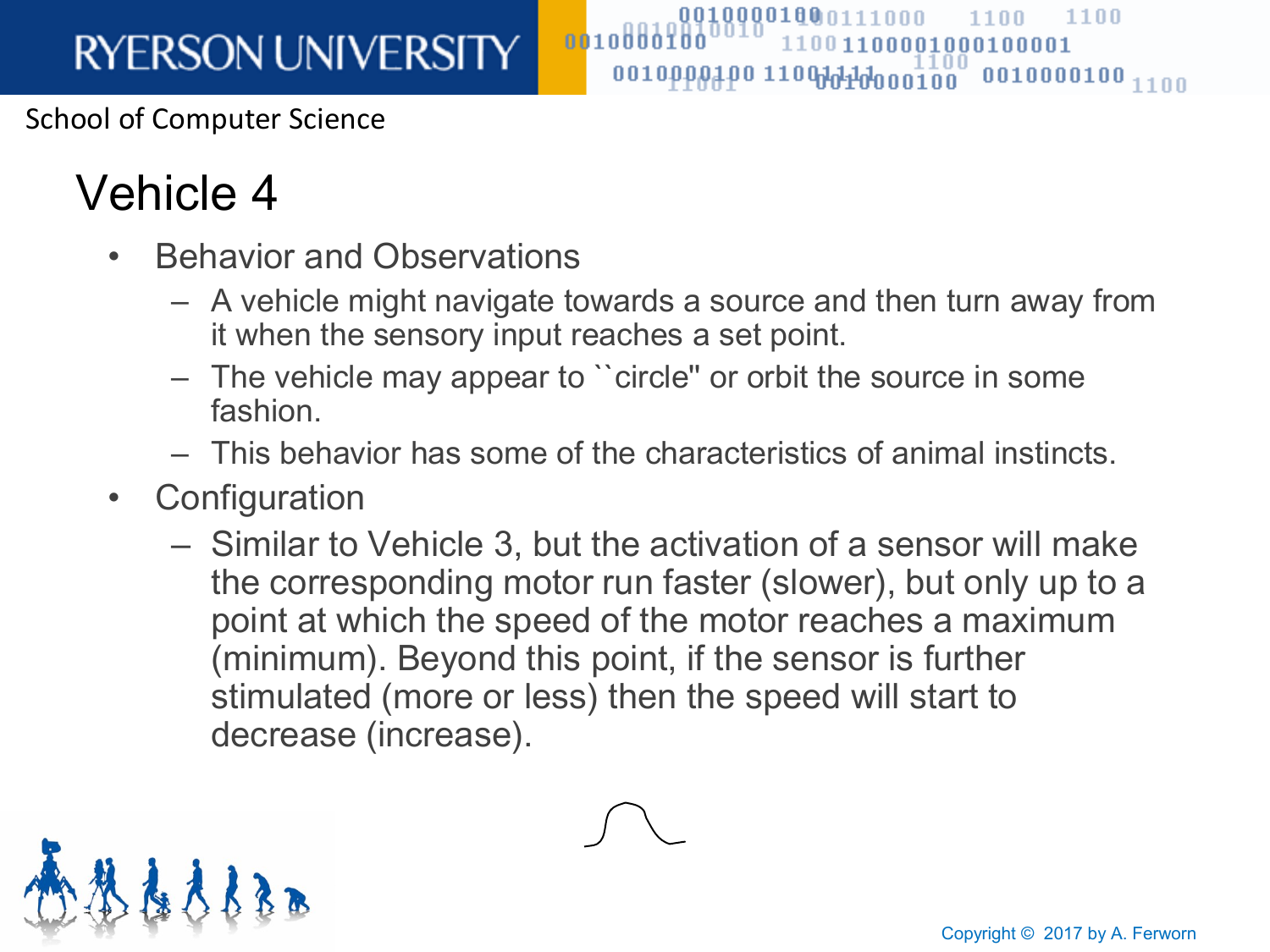# Vehicle 4

- Behavior and Observations
  - A vehicle might navigate towards a source and then turn away from it when the sensory input reaches a set point.
  - The vehicle may appear to ``circle'' or orbit the source in some fashion.
  - This behavior has some of the characteristics of animal instincts.
- Configuration
  - Similar to Vehicle 3, but the activation of a sensor will make the corresponding motor run faster (slower), but only up to a point at which the speed of the motor reaches a maximum (minimum). Beyond this point, if the sensor is further stimulated (more or less) then the speed will start to decrease (increase).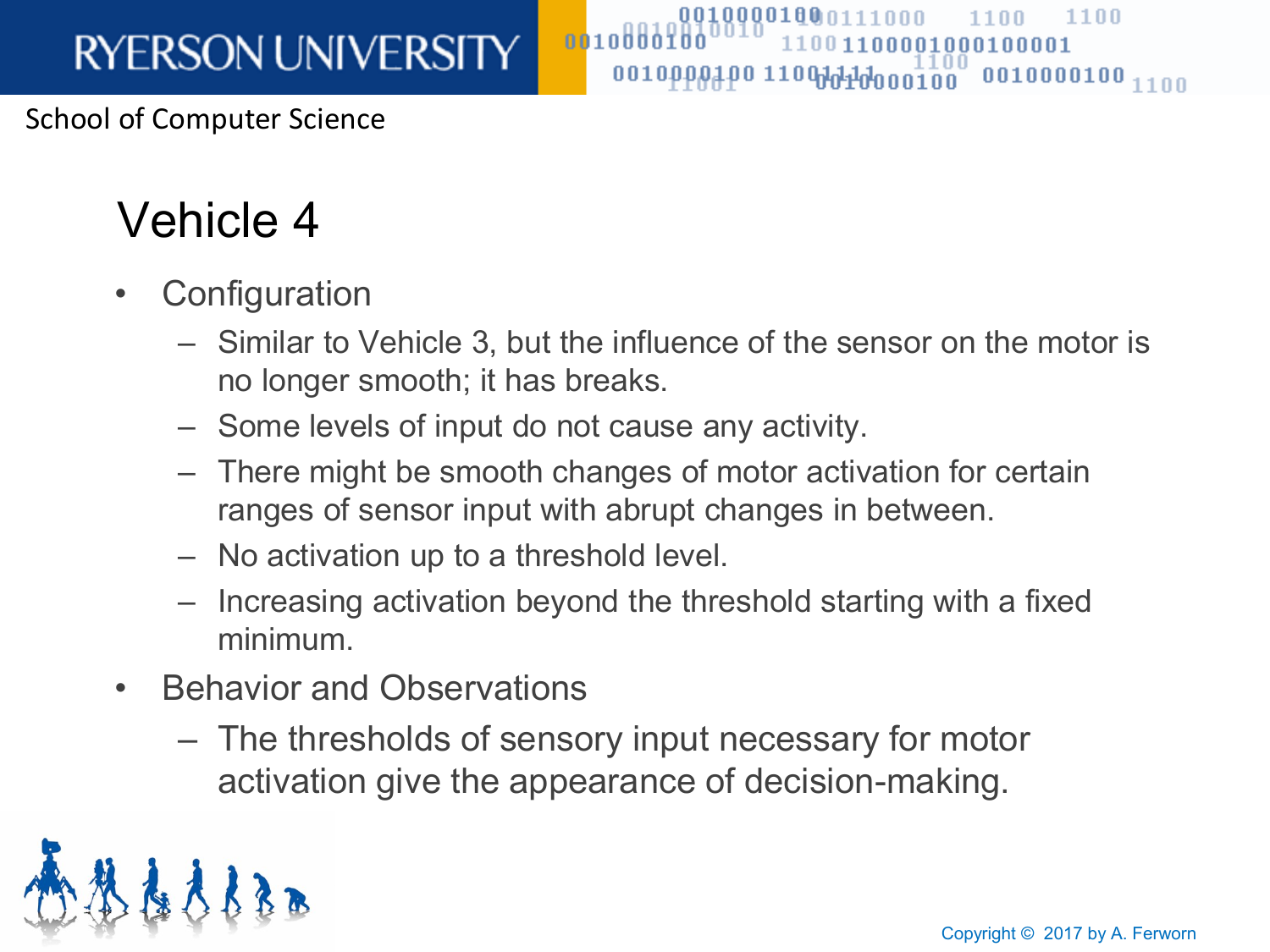# Vehicle 4

- Configuration
  - Similar to Vehicle 3, but the influence of the sensor on the motor is no longer smooth; it has breaks.
  - Some levels of input do not cause any activity.
  - There might be smooth changes of motor activation for certain ranges of sensor input with abrupt changes in between.
  - No activation up to a threshold level.
  - Increasing activation beyond the threshold starting with a fixed minimum.
- Behavior and Observations
  - The thresholds of sensory input necessary for motor activation give the appearance of decision-making.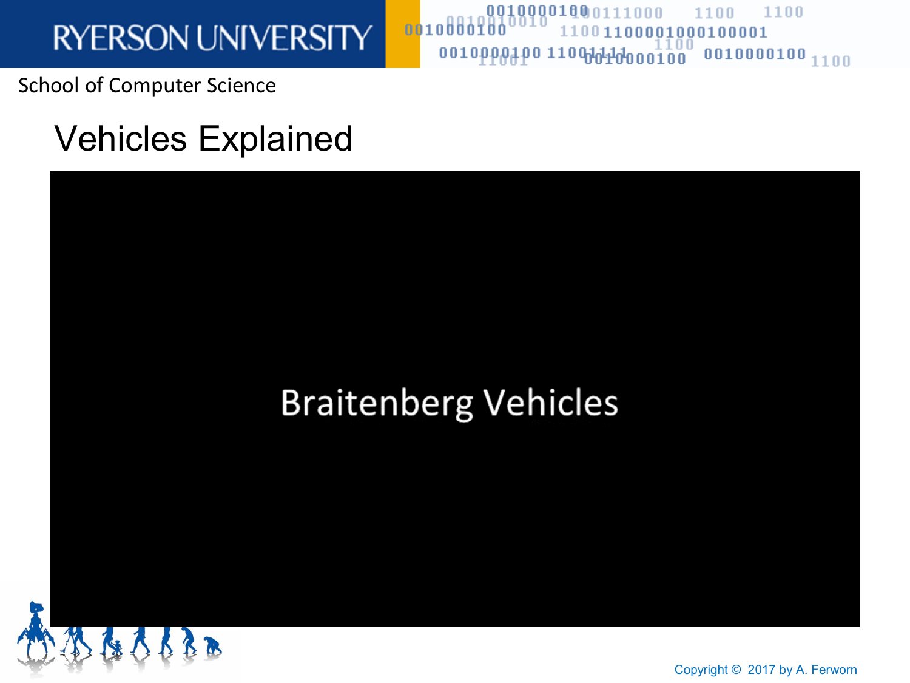# Vehicles Explained

Braitenberg Vehicles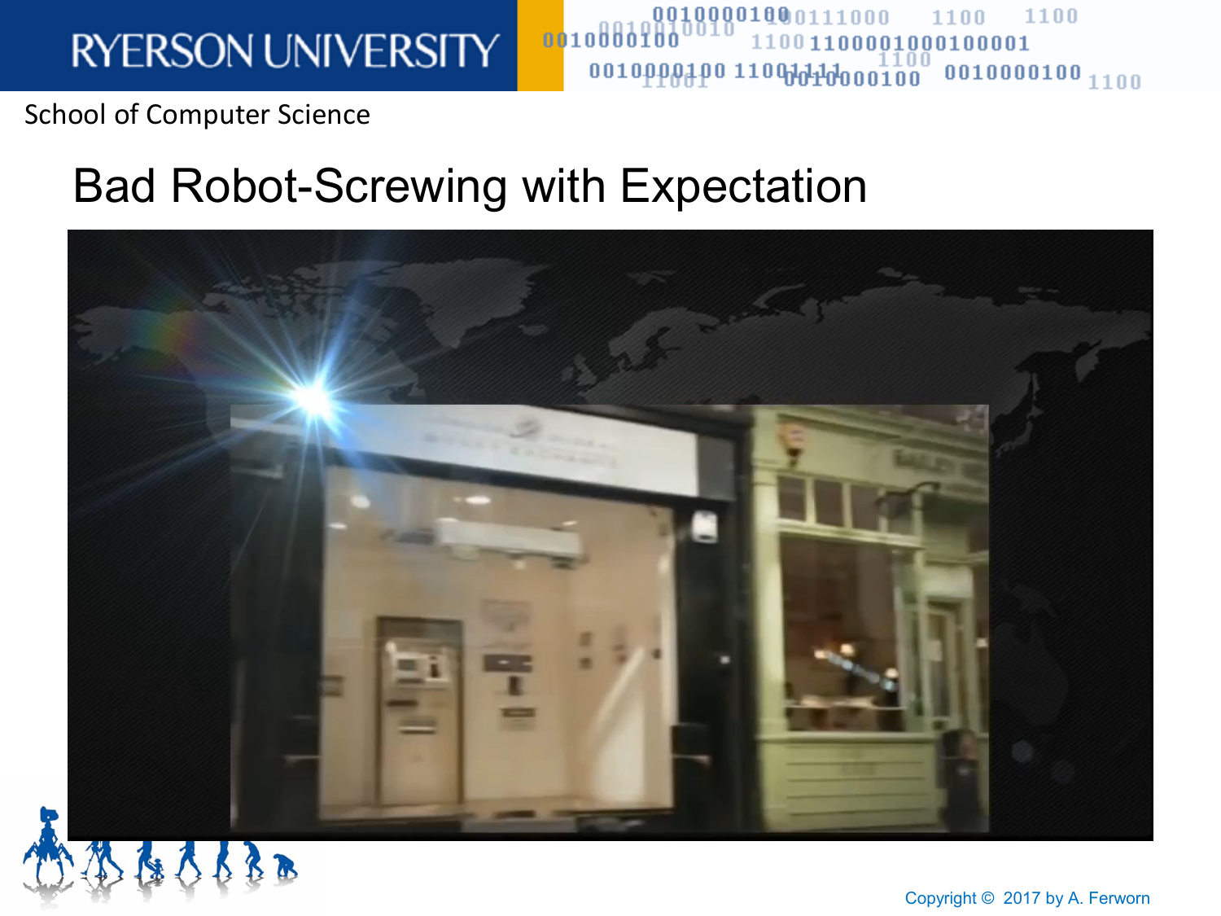## Bad Robot-Screwing with Expectation